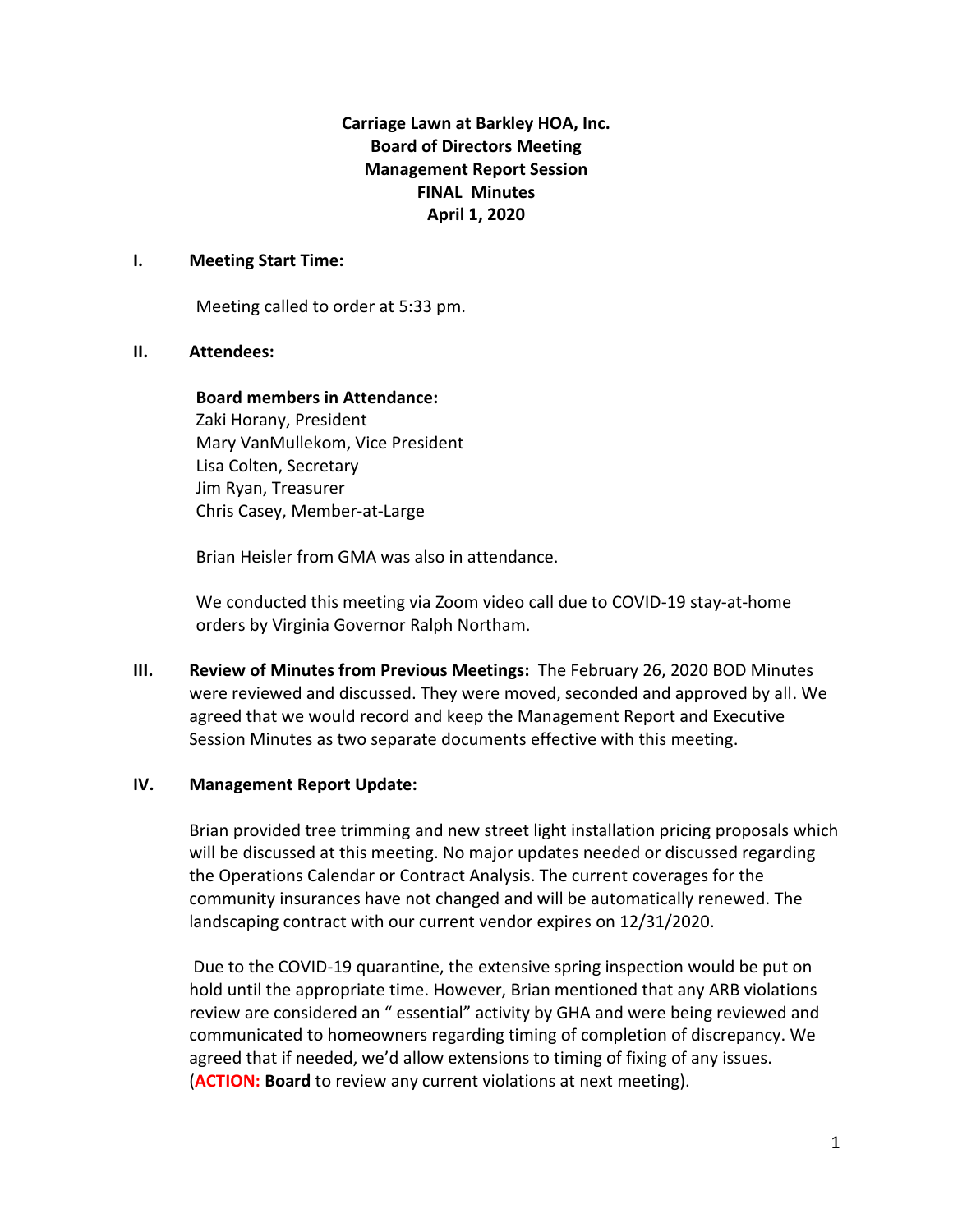**Carriage Lawn at Barkley HOA, Inc.**
**Board of Directors Meeting**
**Management Report Session**
**FINAL Minutes**
**April 1, 2020**

## I. Meeting Start Time:

Meeting called to order at 5:33 pm.

## II. Attendees:

**Board members in Attendance:**
Zaki Horany, President
Mary VanMullekom, Vice President
Lisa Colten, Secretary
Jim Ryan, Treasurer
Chris Casey, Member-at-Large

Brian Heisler from GMA was also in attendance.

We conducted this meeting via Zoom video call due to COVID-19 stay-at-home orders by Virginia Governor Ralph Northam.

## III. Review of Minutes from Previous Meetings:

The February 26, 2020 BOD Minutes were reviewed and discussed. They were moved, seconded and approved by all. We agreed that we would record and keep the Management Report and Executive Session Minutes as two separate documents effective with this meeting.

## IV. Management Report Update:

Brian provided tree trimming and new street light installation pricing proposals which will be discussed at this meeting. No major updates needed or discussed regarding the Operations Calendar or Contract Analysis. The current coverages for the community insurances have not changed and will be automatically renewed. The landscaping contract with our current vendor expires on 12/31/2020.

Due to the COVID-19 quarantine, the extensive spring inspection would be put on hold until the appropriate time. However, Brian mentioned that any ARB violations review are considered an " essential" activity by GHA and were being reviewed and communicated to homeowners regarding timing of completion of discrepancy. We agreed that if needed, we'd allow extensions to timing of fixing of any issues. (**ACTION:** **Board** to review any current violations at next meeting).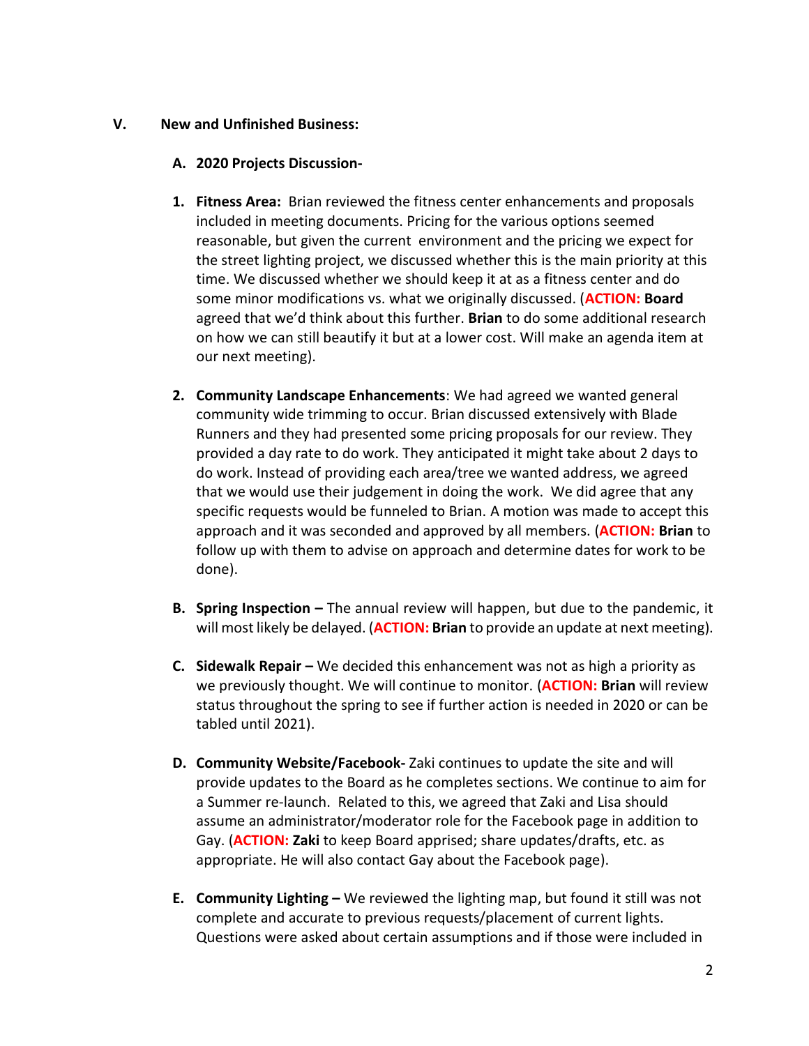## V. New and Unfinished Business:

### A. 2020 Projects Discussion-

1. **Fitness Area:** Brian reviewed the fitness center enhancements and proposals included in meeting documents. Pricing for the various options seemed reasonable, but given the current environment and the pricing we expect for the street lighting project, we discussed whether this is the main priority at this time. We discussed whether we should keep it at as a fitness center and do some minor modifications vs. what we originally discussed. (**ACTION: Board** agreed that we'd think about this further. **Brian** to do some additional research on how we can still beautify it but at a lower cost. Will make an agenda item at our next meeting).

2. **Community Landscape Enhancements**: We had agreed we wanted general community wide trimming to occur. Brian discussed extensively with Blade Runners and they had presented some pricing proposals for our review. They provided a day rate to do work. They anticipated it might take about 2 days to do work. Instead of providing each area/tree we wanted address, we agreed that we would use their judgement in doing the work. We did agree that any specific requests would be funneled to Brian. A motion was made to accept this approach and it was seconded and approved by all members. (**ACTION: Brian** to follow up with them to advise on approach and determine dates for work to be done).

### B. Spring Inspection –
The annual review will happen, but due to the pandemic, it will most likely be delayed. (**ACTION: Brian** to provide an update at next meeting).

### C. Sidewalk Repair –
We decided this enhancement was not as high a priority as we previously thought. We will continue to monitor. (**ACTION: Brian** will review status throughout the spring to see if further action is needed in 2020 or can be tabled until 2021).

### D. Community Website/Facebook-
Zaki continues to update the site and will provide updates to the Board as he completes sections. We continue to aim for a Summer re-launch. Related to this, we agreed that Zaki and Lisa should assume an administrator/moderator role for the Facebook page in addition to Gay. (**ACTION: Zaki** to keep Board apprised; share updates/drafts, etc. as appropriate. He will also contact Gay about the Facebook page).

### E. Community Lighting –
We reviewed the lighting map, but found it still was not complete and accurate to previous requests/placement of current lights. Questions were asked about certain assumptions and if those were included in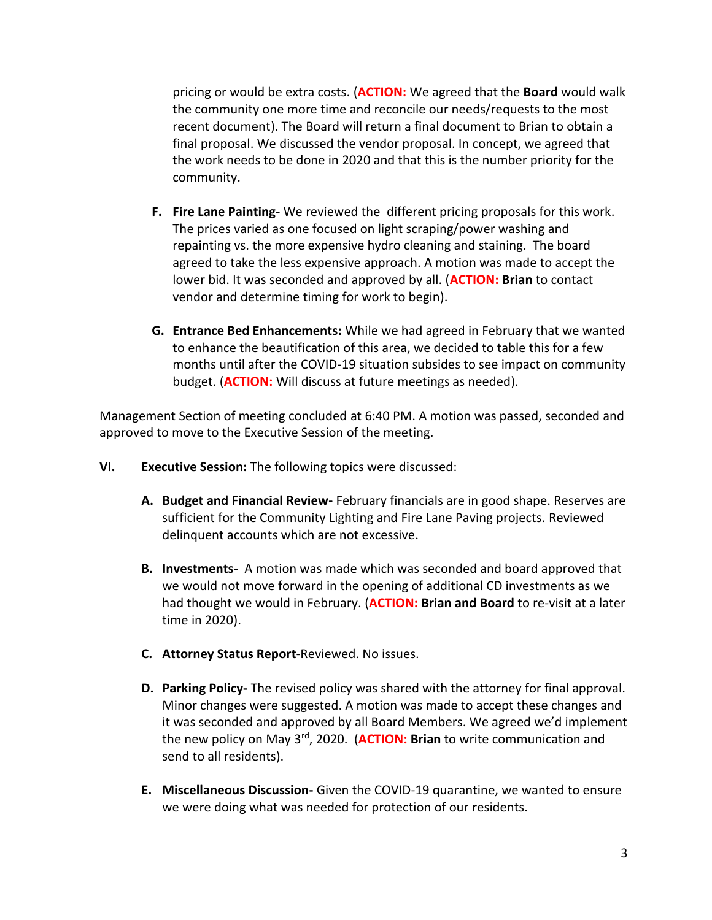pricing or would be extra costs. (**ACTION:** We agreed that the **Board** would walk the community one more time and reconcile our needs/requests to the most recent document). The Board will return a final document to Brian to obtain a final proposal. We discussed the vendor proposal. In concept, we agreed that the work needs to be done in 2020 and that this is the number priority for the community.

F. **Fire Lane Painting-** We reviewed the different pricing proposals for this work. The prices varied as one focused on light scraping/power washing and repainting vs. the more expensive hydro cleaning and staining. The board agreed to take the less expensive approach. A motion was made to accept the lower bid. It was seconded and approved by all. (**ACTION:** **Brian** to contact vendor and determine timing for work to begin).

G. **Entrance Bed Enhancements:** While we had agreed in February that we wanted to enhance the beautification of this area, we decided to table this for a few months until after the COVID-19 situation subsides to see impact on community budget. (**ACTION:** Will discuss at future meetings as needed).

Management Section of meeting concluded at 6:40 PM. A motion was passed, seconded and approved to move to the Executive Session of the meeting.

VI. **Executive Session:** The following topics were discussed:

A. **Budget and Financial Review-** February financials are in good shape. Reserves are sufficient for the Community Lighting and Fire Lane Paving projects. Reviewed delinquent accounts which are not excessive.

B. **Investments-** A motion was made which was seconded and board approved that we would not move forward in the opening of additional CD investments as we had thought we would in February. (**ACTION:** **Brian and Board** to re-visit at a later time in 2020).

C. **Attorney Status Report**-Reviewed. No issues.

D. **Parking Policy-** The revised policy was shared with the attorney for final approval. Minor changes were suggested. A motion was made to accept these changes and it was seconded and approved by all Board Members. We agreed we'd implement the new policy on May 3rd, 2020. (**ACTION:** **Brian** to write communication and send to all residents).

E. **Miscellaneous Discussion-** Given the COVID-19 quarantine, we wanted to ensure we were doing what was needed for protection of our residents.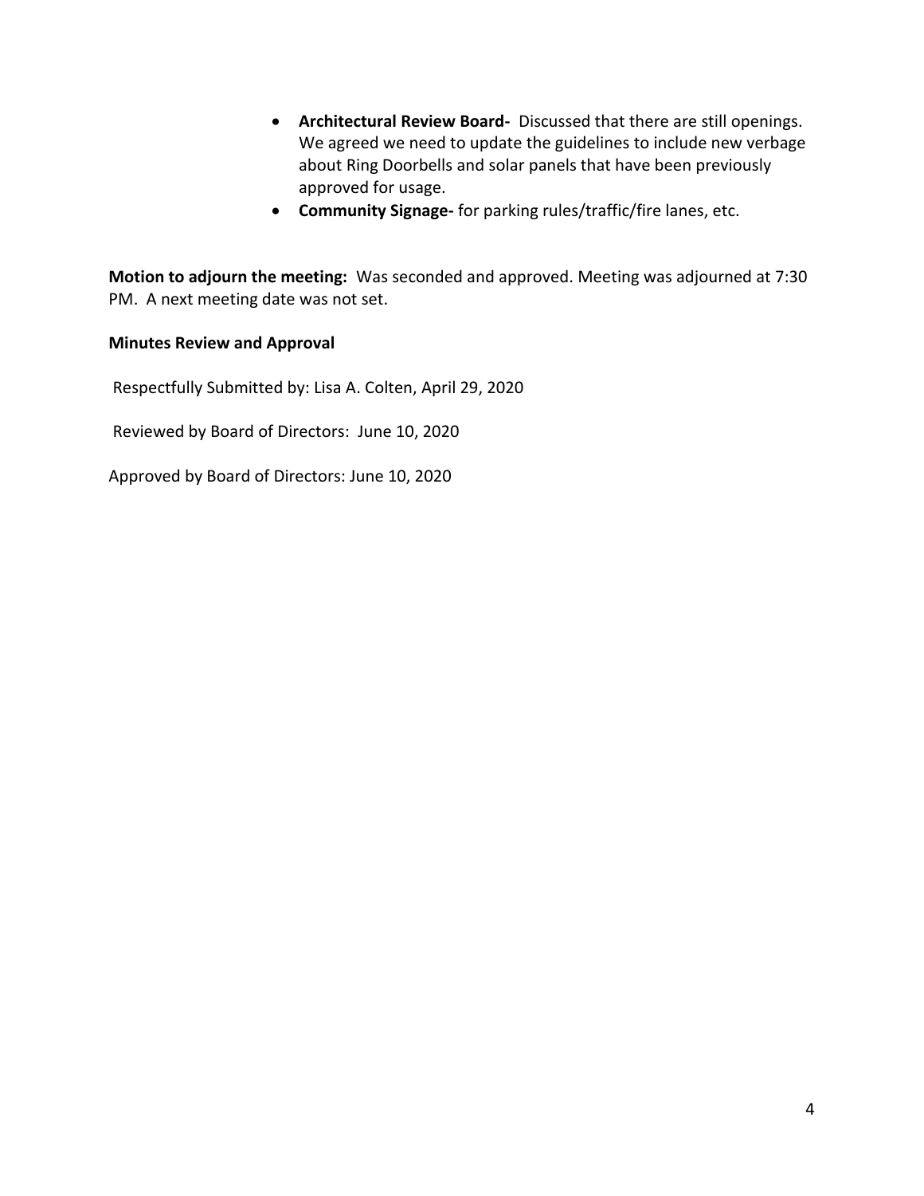- **Architectural Review Board-** Discussed that there are still openings. We agreed we need to update the guidelines to include new verbage about Ring Doorbells and solar panels that have been previously approved for usage.
- **Community Signage-** for parking rules/traffic/fire lanes, etc.

**Motion to adjourn the meeting:** Was seconded and approved. Meeting was adjourned at 7:30 PM. A next meeting date was not set.

**Minutes Review and Approval**

Respectfully Submitted by: Lisa A. Colten, April 29, 2020

Reviewed by Board of Directors: June 10, 2020

Approved by Board of Directors: June 10, 2020